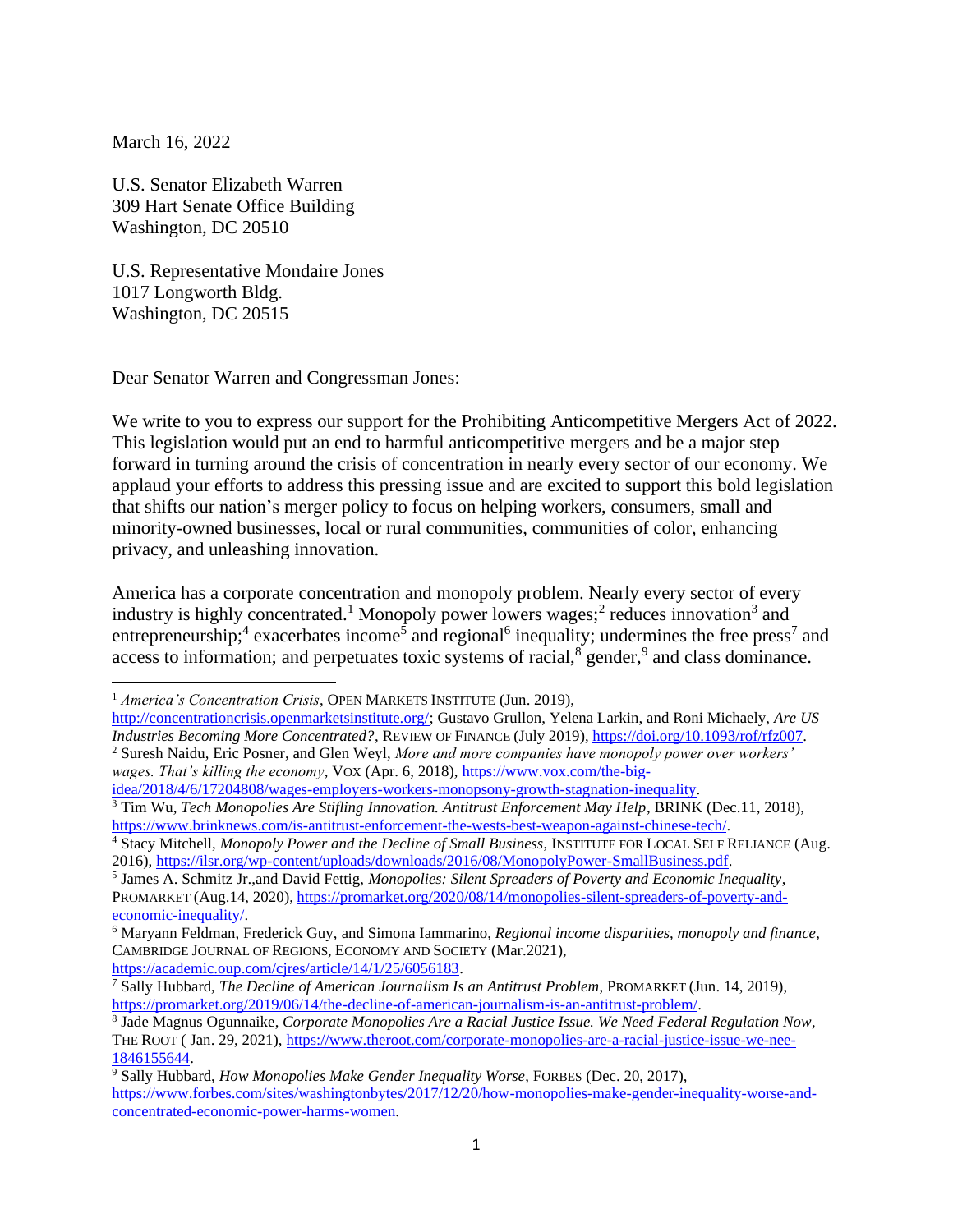March 16, 2022

U.S. Senator Elizabeth Warren
309 Hart Senate Office Building
Washington, DC 20510

U.S. Representative Mondaire Jones
1017 Longworth Bldg.
Washington, DC 20515

Dear Senator Warren and Congressman Jones:

We write to you to express our support for the Prohibiting Anticompetitive Mergers Act of 2022. This legislation would put an end to harmful anticompetitive mergers and be a major step forward in turning around the crisis of concentration in nearly every sector of our economy. We applaud your efforts to address this pressing issue and are excited to support this bold legislation that shifts our nation's merger policy to focus on helping workers, consumers, small and minority-owned businesses, local or rural communities, communities of color, enhancing privacy, and unleashing innovation.

America has a corporate concentration and monopoly problem. Nearly every sector of every industry is highly concentrated.[1] Monopoly power lowers wages;[2] reduces innovation[3] and entrepreneurship;[4] exacerbates income[5] and regional[6] inequality; undermines the free press[7] and access to information; and perpetuates toxic systems of racial,[8] gender,[9] and class dominance.

---

[1] *America's Concentration Crisis*, OPEN MARKETS INSTITUTE (Jun. 2019), http://concentrationcrisis.openmarketsinstitute.org/; Gustavo Grullon, Yelena Larkin, and Roni Michaely, *Are US Industries Becoming More Concentrated?*, REVIEW OF FINANCE (July 2019), https://doi.org/10.1093/rof/rfz007.

[2] Suresh Naidu, Eric Posner, and Glen Weyl, *More and more companies have monopoly power over workers' wages. That's killing the economy*, VOX (Apr. 6, 2018), https://www.vox.com/the-big-idea/2018/4/6/17204808/wages-employers-workers-monopsony-growth-stagnation-inequality.

[3] Tim Wu, *Tech Monopolies Are Stifling Innovation. Antitrust Enforcement May Help*, BRINK (Dec.11, 2018), https://www.brinknews.com/is-antitrust-enforcement-the-wests-best-weapon-against-chinese-tech/.

[4] Stacy Mitchell, *Monopoly Power and the Decline of Small Business*, INSTITUTE FOR LOCAL SELF RELIANCE (Aug. 2016), https://ilsr.org/wp-content/uploads/downloads/2016/08/MonopolyPower-SmallBusiness.pdf.

[5] James A. Schmitz Jr.,and David Fettig, *Monopolies: Silent Spreaders of Poverty and Economic Inequality*, PROMARKET (Aug.14, 2020), https://promarket.org/2020/08/14/monopolies-silent-spreaders-of-poverty-and-economic-inequality/.

[6] Maryann Feldman, Frederick Guy, and Simona Iammarino, *Regional income disparities, monopoly and finance*, CAMBRIDGE JOURNAL OF REGIONS, ECONOMY AND SOCIETY (Mar.2021), https://academic.oup.com/cjres/article/14/1/25/6056183.

[7] Sally Hubbard, *The Decline of American Journalism Is an Antitrust Problem*, PROMARKET (Jun. 14, 2019), https://promarket.org/2019/06/14/the-decline-of-american-journalism-is-an-antitrust-problem/.

[8] Jade Magnus Ogunnaike, *Corporate Monopolies Are a Racial Justice Issue. We Need Federal Regulation Now*, THE ROOT ( Jan. 29, 2021), https://www.theroot.com/corporate-monopolies-are-a-racial-justice-issue-we-nee-1846155644.

[9] Sally Hubbard, *How Monopolies Make Gender Inequality Worse*, FORBES (Dec. 20, 2017), https://www.forbes.com/sites/washingtonbytes/2017/12/20/how-monopolies-make-gender-inequality-worse-and-concentrated-economic-power-harms-women.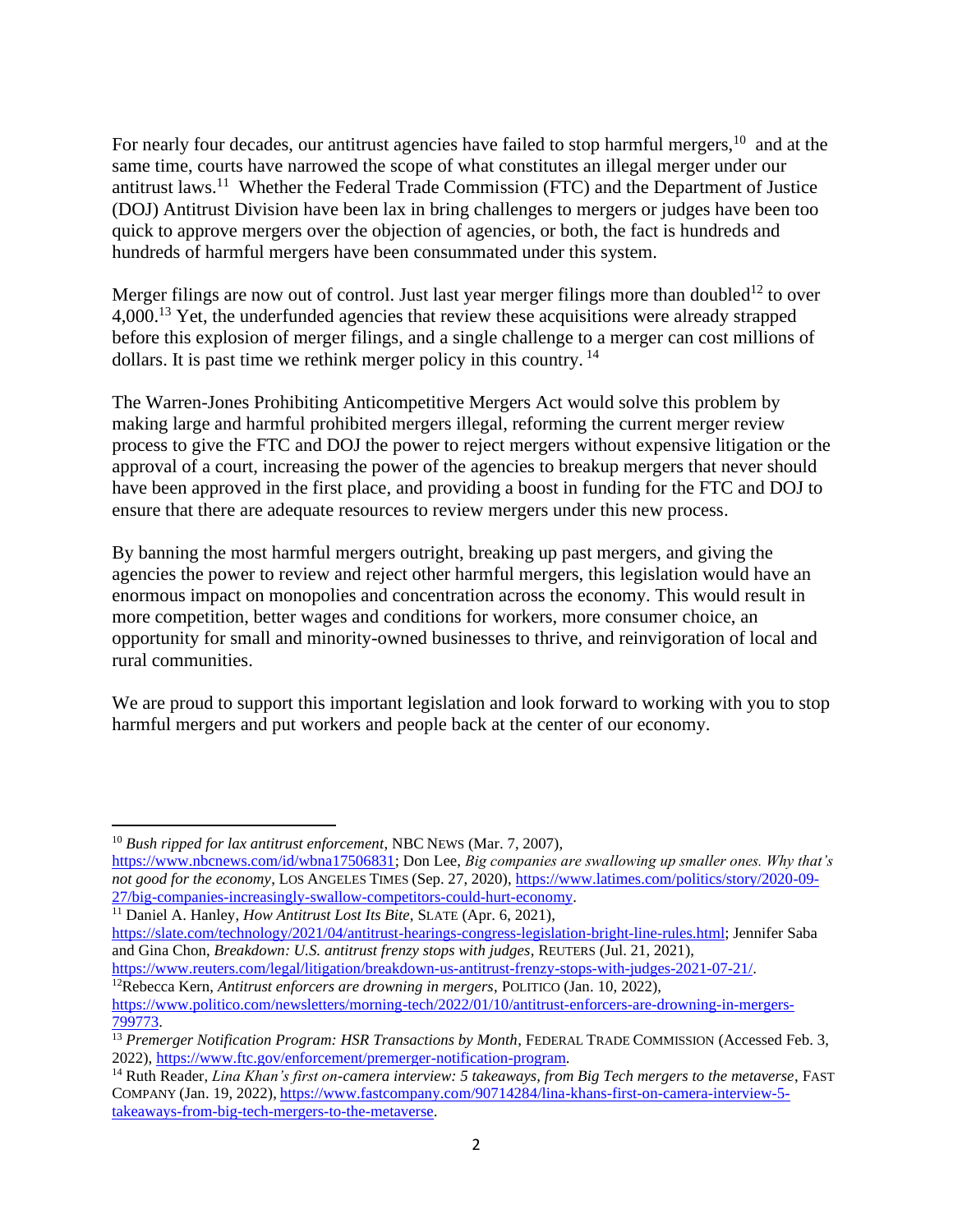For nearly four decades, our antitrust agencies have failed to stop harmful mergers,[10] and at the same time, courts have narrowed the scope of what constitutes an illegal merger under our antitrust laws.[11] Whether the Federal Trade Commission (FTC) and the Department of Justice (DOJ) Antitrust Division have been lax in bring challenges to mergers or judges have been too quick to approve mergers over the objection of agencies, or both, the fact is hundreds and hundreds of harmful mergers have been consummated under this system.

Merger filings are now out of control. Just last year merger filings more than doubled[12] to over 4,000.[13] Yet, the underfunded agencies that review these acquisitions were already strapped before this explosion of merger filings, and a single challenge to a merger can cost millions of dollars. It is past time we rethink merger policy in this country.[14]

The Warren-Jones Prohibiting Anticompetitive Mergers Act would solve this problem by making large and harmful prohibited mergers illegal, reforming the current merger review process to give the FTC and DOJ the power to reject mergers without expensive litigation or the approval of a court, increasing the power of the agencies to breakup mergers that never should have been approved in the first place, and providing a boost in funding for the FTC and DOJ to ensure that there are adequate resources to review mergers under this new process.

By banning the most harmful mergers outright, breaking up past mergers, and giving the agencies the power to review and reject other harmful mergers, this legislation would have an enormous impact on monopolies and concentration across the economy. This would result in more competition, better wages and conditions for workers, more consumer choice, an opportunity for small and minority-owned businesses to thrive, and reinvigoration of local and rural communities.

We are proud to support this important legislation and look forward to working with you to stop harmful mergers and put workers and people back at the center of our economy.

---

[10] *Bush ripped for lax antitrust enforcement*, NBC NEWS (Mar. 7, 2007), https://www.nbcnews.com/id/wbna17506831; Don Lee, *Big companies are swallowing up smaller ones. Why that's not good for the economy*, LOS ANGELES TIMES (Sep. 27, 2020), https://www.latimes.com/politics/story/2020-09-27/big-companies-increasingly-swallow-competitors-could-hurt-economy.

[11] Daniel A. Hanley, *How Antitrust Lost Its Bite*, SLATE (Apr. 6, 2021), https://slate.com/technology/2021/04/antitrust-hearings-congress-legislation-bright-line-rules.html; Jennifer Saba and Gina Chon, *Breakdown: U.S. antitrust frenzy stops with judges*, REUTERS (Jul. 21, 2021), https://www.reuters.com/legal/litigation/breakdown-us-antitrust-frenzy-stops-with-judges-2021-07-21/.

[12] Rebecca Kern, *Antitrust enforcers are drowning in mergers*, POLITICO (Jan. 10, 2022), https://www.politico.com/newsletters/morning-tech/2022/01/10/antitrust-enforcers-are-drowning-in-mergers-799773.

[13] *Premerger Notification Program: HSR Transactions by Month*, FEDERAL TRADE COMMISSION (Accessed Feb. 3, 2022), https://www.ftc.gov/enforcement/premerger-notification-program.

[14] Ruth Reader, *Lina Khan's first on-camera interview: 5 takeaways, from Big Tech mergers to the metaverse*, FAST COMPANY (Jan. 19, 2022), https://www.fastcompany.com/90714284/lina-khans-first-on-camera-interview-5-takeaways-from-big-tech-mergers-to-the-metaverse.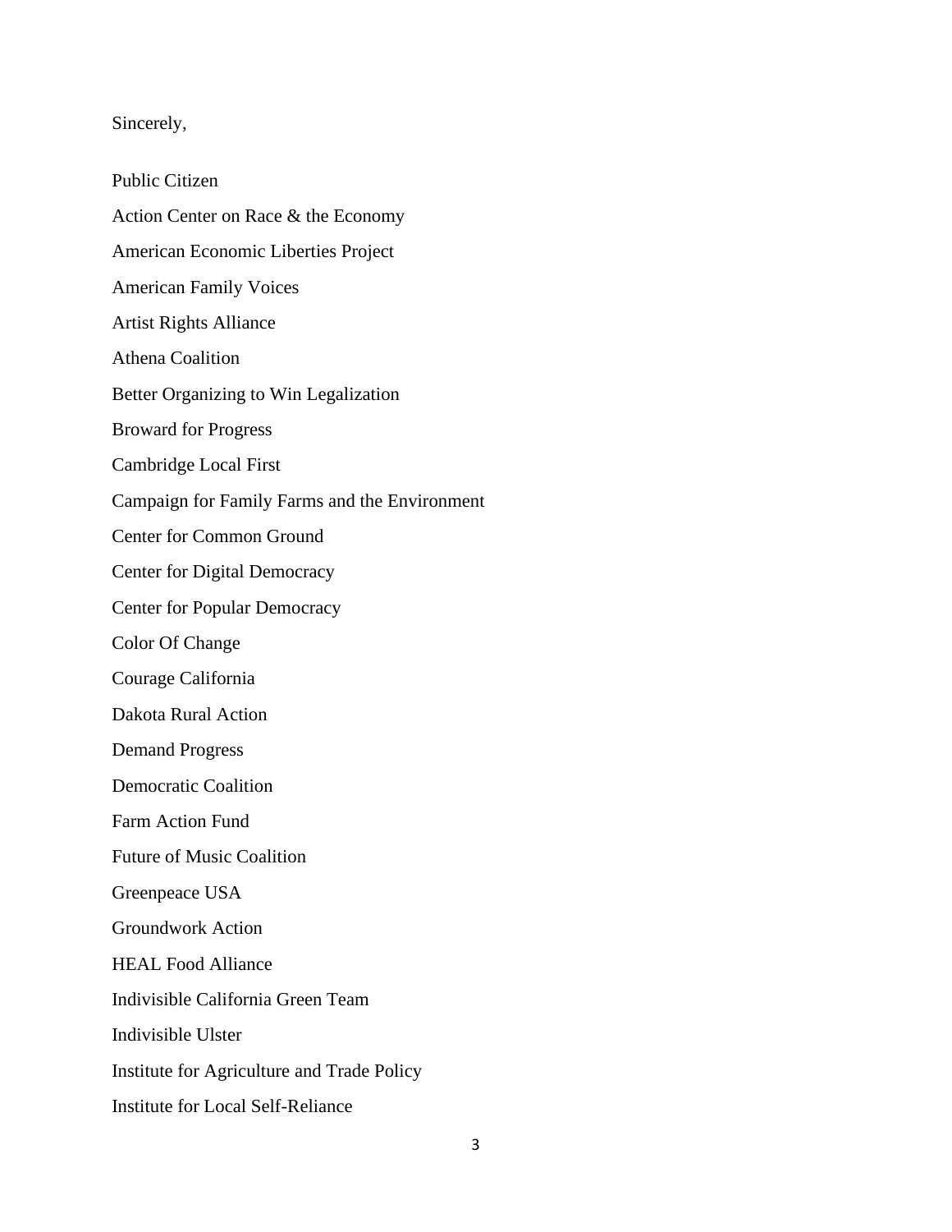Sincerely,

Public Citizen

Action Center on Race & the Economy

American Economic Liberties Project

American Family Voices

Artist Rights Alliance

Athena Coalition

Better Organizing to Win Legalization

Broward for Progress

Cambridge Local First

Campaign for Family Farms and the Environment

Center for Common Ground

Center for Digital Democracy

Center for Popular Democracy

Color Of Change

Courage California

Dakota Rural Action

Demand Progress

Democratic Coalition

Farm Action Fund

Future of Music Coalition

Greenpeace USA

Groundwork Action

HEAL Food Alliance

Indivisible California Green Team

Indivisible Ulster

Institute for Agriculture and Trade Policy

Institute for Local Self-Reliance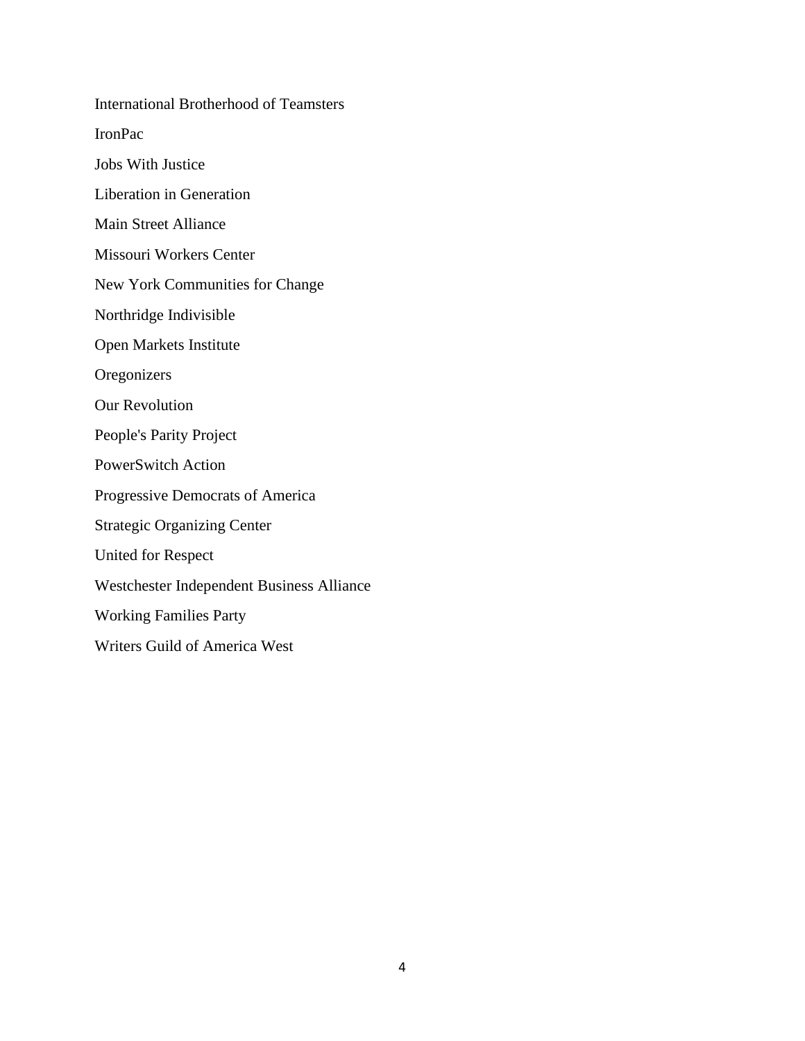International Brotherhood of Teamsters

IronPac

Jobs With Justice

Liberation in Generation

Main Street Alliance

Missouri Workers Center

New York Communities for Change

Northridge Indivisible

Open Markets Institute

Oregonizers

Our Revolution

People's Parity Project

PowerSwitch Action

Progressive Democrats of America

Strategic Organizing Center

United for Respect

Westchester Independent Business Alliance

Working Families Party

Writers Guild of America West